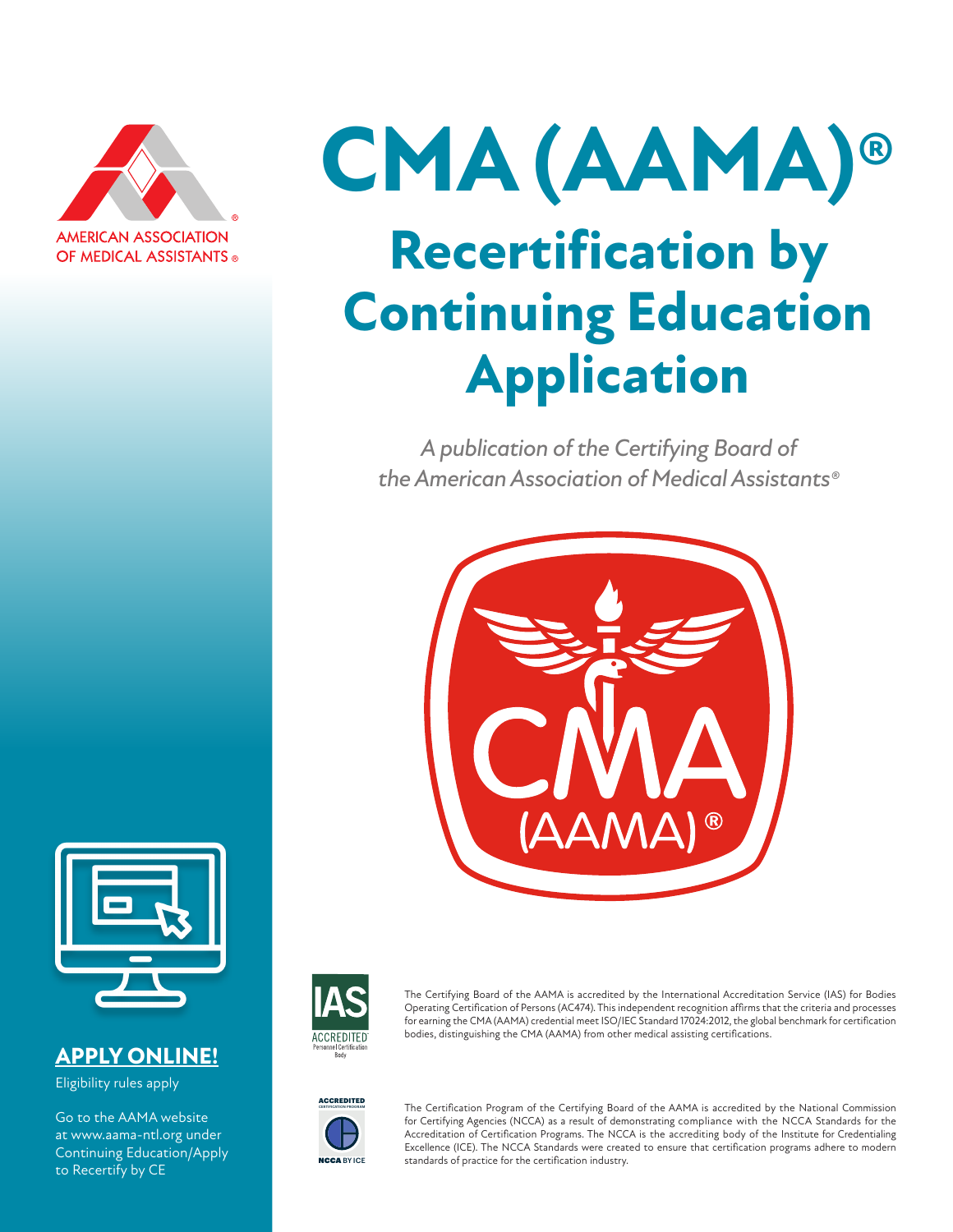AMERICAN ASSOCIATION OF MEDICAL ASSISTANTS®

# CMA (AAMA)®

# Recertification by Continuing Education Application

*A publication of the Certifying Board of the American Association of Medical Assistants®*

## APPLY ONLINE!

Eligibility rules apply

Go to the AAMA website at www.aama-ntl.org under Continuing Education/Apply to Recertify by CE

The Certifying Board of the AAMA is accredited by the International Accreditation Service (IAS) for Bodies Operating Certification of Persons (AC474). This independent recognition affirms that the criteria and processes for earning the CMA (AAMA) credential meet ISO/IEC Standard 17024:2012, the global benchmark for certification bodies, distinguishing the CMA (AAMA) from other medical assisting certifications.

The Certification Program of the Certifying Board of the AAMA is accredited by the National Commission for Certifying Agencies (NCCA) as a result of demonstrating compliance with the NCCA Standards for the Accreditation of Certification Programs. The NCCA is the accrediting body of the Institute for Credentialing Excellence (ICE). The NCCA Standards were created to ensure that certification programs adhere to modern standards of practice for the certification industry.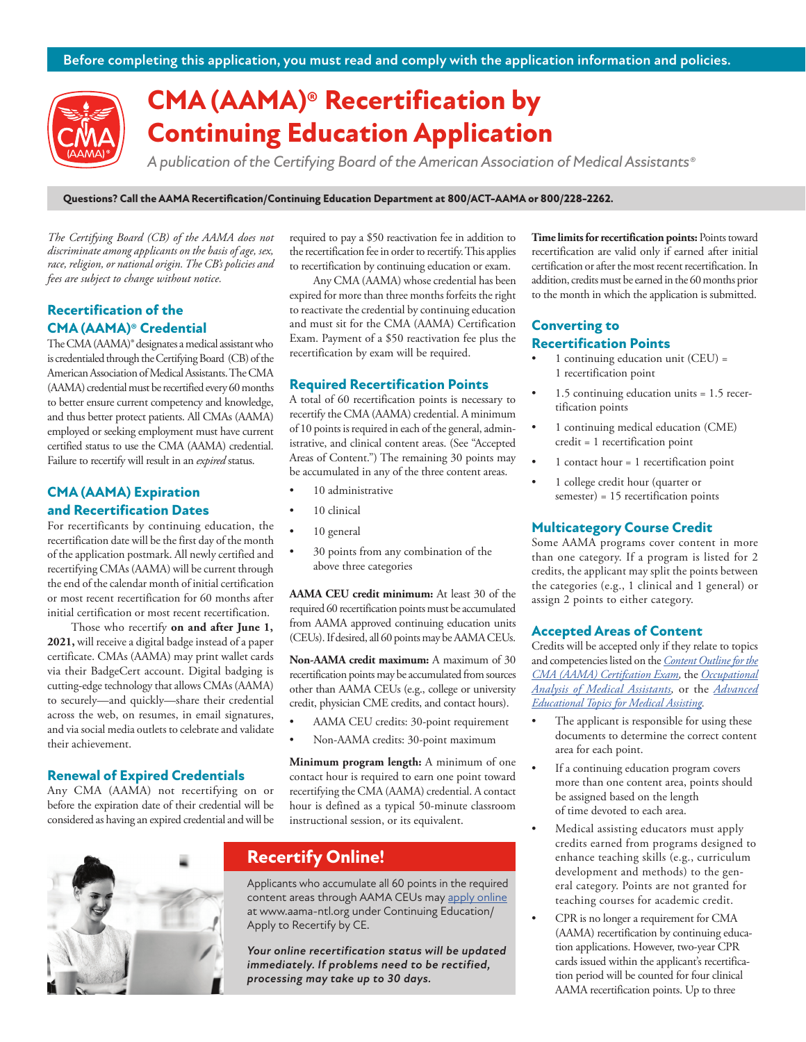Before completing this application, you must read and comply with the application information and policies.

# CMA (AAMA)® Recertification by Continuing Education Application

*A publication of the Certifying Board of the American Association of Medical Assistants®*

**Questions? Call the AAMA Recertification/Continuing Education Department at 800/ACT-AAMA or 800/228-2262.**

*The Certifying Board (CB) of the AAMA does not discriminate among applicants on the basis of age, sex, race, religion, or national origin. The CB's policies and fees are subject to change without notice.*

## Recertification of the CMA (AAMA)® Credential

The CMA (AAMA)® designates a medical assistant who is credentialed through the Certifying Board (CB) of the American Association of Medical Assistants. The CMA (AAMA) credential must be recertified every 60 months to better ensure current competency and knowledge, and thus better protect patients. All CMAs (AAMA) employed or seeking employment must have current certified status to use the CMA (AAMA) credential. Failure to recertify will result in an *expired* status.

## CMA (AAMA) Expiration and Recertification Dates

For recertificants by continuing education, the recertification date will be the first day of the month of the application postmark. All newly certified and recertifying CMAs (AAMA) will be current through the end of the calendar month of initial certification or most recent recertification for 60 months after initial certification or most recent recertification.

Those who recertify **on and after June 1, 2021,** will receive a digital badge instead of a paper certificate. CMAs (AAMA) may print wallet cards via their BadgeCert account. Digital badging is cutting-edge technology that allows CMAs (AAMA) to securely—and quickly—share their credential across the web, on resumes, in email signatures, and via social media outlets to celebrate and validate their achievement.

## Renewal of Expired Credentials

Any CMA (AAMA) not recertifying on or before the expiration date of their credential will be considered as having an expired credential and will be required to pay a $50 reactivation fee in addition to the recertification fee in order to recertify. This applies to recertification by continuing education or exam.

Any CMA (AAMA) whose credential has been expired for more than three months forfeits the right to reactivate the credential by continuing education and must sit for the CMA (AAMA) Certification Exam. Payment of a $50 reactivation fee plus the recertification by exam will be required.

## Required Recertification Points

A total of 60 recertification points is necessary to recertify the CMA (AAMA) credential. A minimum of 10 points is required in each of the general, administrative, and clinical content areas. (See "Accepted Areas of Content.") The remaining 30 points may be accumulated in any of the three content areas.

- 10 administrative
- 10 clinical
- 10 general
- 30 points from any combination of the above three categories

**AAMA CEU credit minimum:** At least 30 of the required 60 recertification points must be accumulated from AAMA approved continuing education units (CEUs). If desired, all 60 points may be AAMA CEUs.

**Non-AAMA credit maximum:** A maximum of 30 recertification points may be accumulated from sources other than AAMA CEUs (e.g., college or university credit, physician CME credits, and contact hours).

- AAMA CEU credits: 30-point requirement
- Non-AAMA credits: 30-point maximum

**Minimum program length:** A minimum of one contact hour is required to earn one point toward recertifying the CMA (AAMA) credential. A contact hour is defined as a typical 50-minute classroom instructional session, or its equivalent.

## Recertify Online!

Applicants who accumulate all 60 points in the required content areas through AAMA CEUs may apply online at www.aama-ntl.org under Continuing Education/ Apply to Recertify by CE.

***Your online recertification status will be updated immediately. If problems need to be rectified, processing may take up to 30 days.***

**Time limits for recertification points:** Points toward recertification are valid only if earned after initial certification or after the most recent recertification. In addition, credits must be earned in the 60 months prior to the month in which the application is submitted.

## Converting to Recertification Points

- 1 continuing education unit (CEU) = 1 recertification point
- 1.5 continuing education units = 1.5 recertification points
- 1 continuing medical education (CME) credit = 1 recertification point
- 1 contact hour = 1 recertification point
- 1 college credit hour (quarter or semester) = 15 recertification points

## Multicategory Course Credit

Some AAMA programs cover content in more than one category. If a program is listed for 2 credits, the applicant may split the points between the categories (e.g., 1 clinical and 1 general) or assign 2 points to either category.

## Accepted Areas of Content

Credits will be accepted only if they relate to topics and competencies listed on the *Content Outline for the CMA (AAMA) Certifcation Exam,* the *Occupational Analysis of Medical Assistants,* or the *Advanced Educational Topics for Medical Assisting.*

- The applicant is responsible for using these documents to determine the correct content area for each point.
- If a continuing education program covers more than one content area, points should be assigned based on the length of time devoted to each area.
- Medical assisting educators must apply credits earned from programs designed to enhance teaching skills (e.g., curriculum development and methods) to the general category. Points are not granted for teaching courses for academic credit.
- CPR is no longer a requirement for CMA (AAMA) recertification by continuing education applications. However, two-year CPR cards issued within the applicant's recertification period will be counted for four clinical AAMA recertification points. Up to three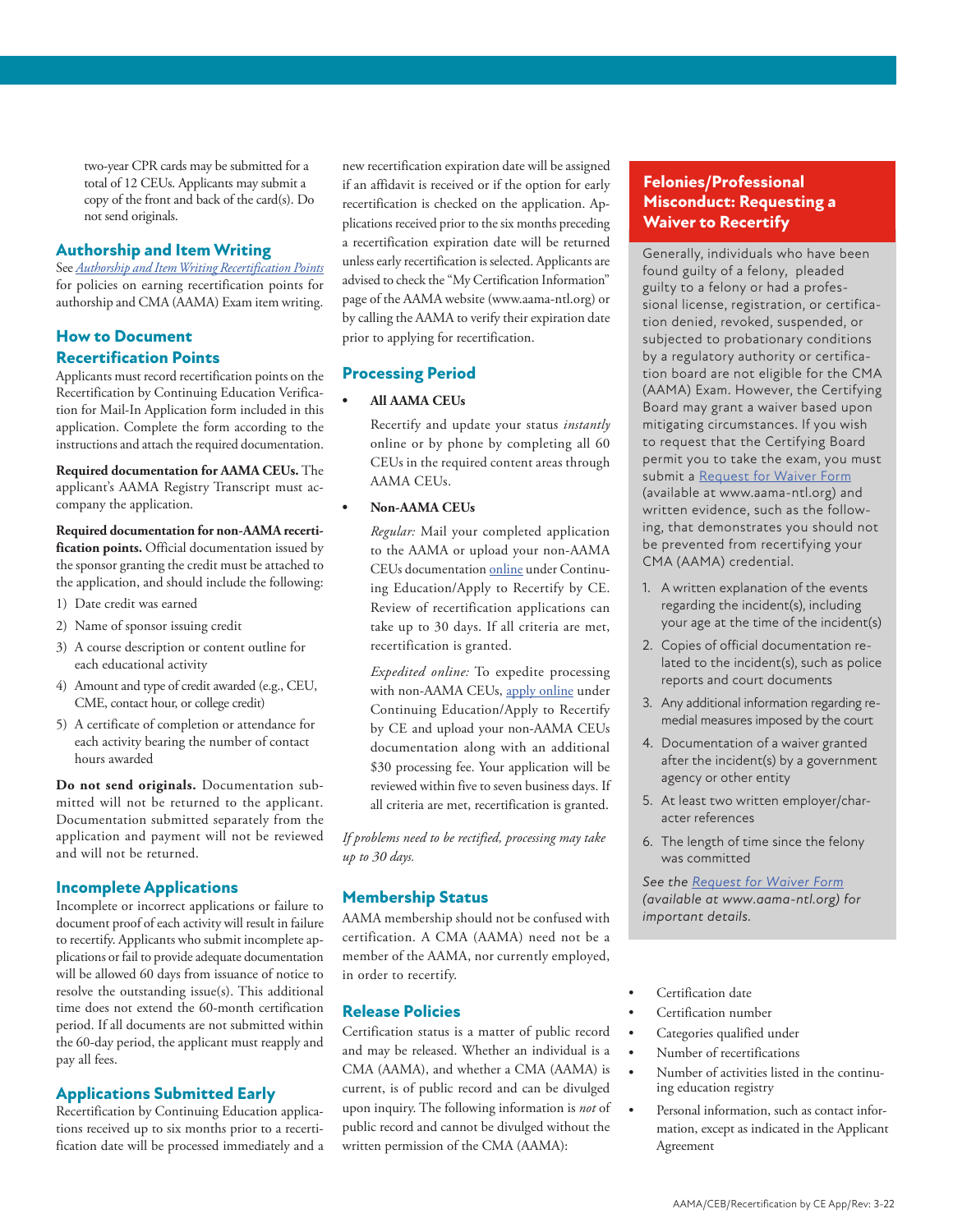two-year CPR cards may be submitted for a total of 12 CEUs. Applicants may submit a copy of the front and back of the card(s). Do not send originals.

## Authorship and Item Writing

See *Authorship and Item Writing Recertification Points* for policies on earning recertification points for authorship and CMA (AAMA) Exam item writing.

## How to Document Recertification Points

Applicants must record recertification points on the Recertification by Continuing Education Verification for Mail-In Application form included in this application. Complete the form according to the instructions and attach the required documentation.

**Required documentation for AAMA CEUs.** The applicant's AAMA Registry Transcript must accompany the application.

**Required documentation for non-AAMA recertification points.** Official documentation issued by the sponsor granting the credit must be attached to the application, and should include the following:

1) Date credit was earned
2) Name of sponsor issuing credit
3) A course description or content outline for each educational activity
4) Amount and type of credit awarded (e.g., CEU, CME, contact hour, or college credit)
5) A certificate of completion or attendance for each activity bearing the number of contact hours awarded

**Do not send originals.** Documentation submitted will not be returned to the applicant. Documentation submitted separately from the application and payment will not be reviewed and will not be returned.

## Incomplete Applications

Incomplete or incorrect applications or failure to document proof of each activity will result in failure to recertify. Applicants who submit incomplete applications or fail to provide adequate documentation will be allowed 60 days from issuance of notice to resolve the outstanding issue(s). This additional time does not extend the 60-month certification period. If all documents are not submitted within the 60-day period, the applicant must reapply and pay all fees.

## Applications Submitted Early

Recertification by Continuing Education applications received up to six months prior to a recertification date will be processed immediately and a new recertification expiration date will be assigned if an affidavit is received or if the option for early recertification is checked on the application. Applications received prior to the six months preceding a recertification expiration date will be returned unless early recertification is selected. Applicants are advised to check the "My Certification Information" page of the AAMA website (www.aama-ntl.org) or by calling the AAMA to verify their expiration date prior to applying for recertification.

## Processing Period

- **All AAMA CEUs**

  Recertify and update your status *instantly* online or by phone by completing all 60 CEUs in the required content areas through AAMA CEUs.

- **Non-AAMA CEUs**

  *Regular:* Mail your completed application to the AAMA or upload your non-AAMA CEUs documentation online under Continuing Education/Apply to Recertify by CE. Review of recertification applications can take up to 30 days. If all criteria are met, recertification is granted.

  *Expedited online:* To expedite processing with non-AAMA CEUs, apply online under Continuing Education/Apply to Recertify by CE and upload your non-AAMA CEUs documentation along with an additional $30 processing fee. Your application will be reviewed within five to seven business days. If all criteria are met, recertification is granted.

*If problems need to be rectified, processing may take up to 30 days.*

## Membership Status

AAMA membership should not be confused with certification. A CMA (AAMA) need not be a member of the AAMA, nor currently employed, in order to recertify.

## Release Policies

Certification status is a matter of public record and may be released. Whether an individual is a CMA (AAMA), and whether a CMA (AAMA) is current, is of public record and can be divulged upon inquiry. The following information is *not* of public record and cannot be divulged without the written permission of the CMA (AAMA):

- Certification date
- Certification number
- Categories qualified under
- Number of recertifications
- Number of activities listed in the continuing education registry
- Personal information, such as contact information, except as indicated in the Applicant Agreement

## Felonies/Professional Misconduct: Requesting a Waiver to Recertify

Generally, individuals who have been found guilty of a felony, pleaded guilty to a felony or had a professional license, registration, or certification denied, revoked, suspended, or subjected to probationary conditions by a regulatory authority or certification board are not eligible for the CMA (AAMA) Exam. However, the Certifying Board may grant a waiver based upon mitigating circumstances. If you wish to request that the Certifying Board permit you to take the exam, you must submit a Request for Waiver Form (available at www.aama-ntl.org) and written evidence, such as the following, that demonstrates you should not be prevented from recertifying your CMA (AAMA) credential.

1. A written explanation of the events regarding the incident(s), including your age at the time of the incident(s)
2. Copies of official documentation related to the incident(s), such as police reports and court documents
3. Any additional information regarding remedial measures imposed by the court
4. Documentation of a waiver granted after the incident(s) by a government agency or other entity
5. At least two written employer/character references
6. The length of time since the felony was committed

*See the Request for Waiver Form (available at www.aama-ntl.org) for important details.*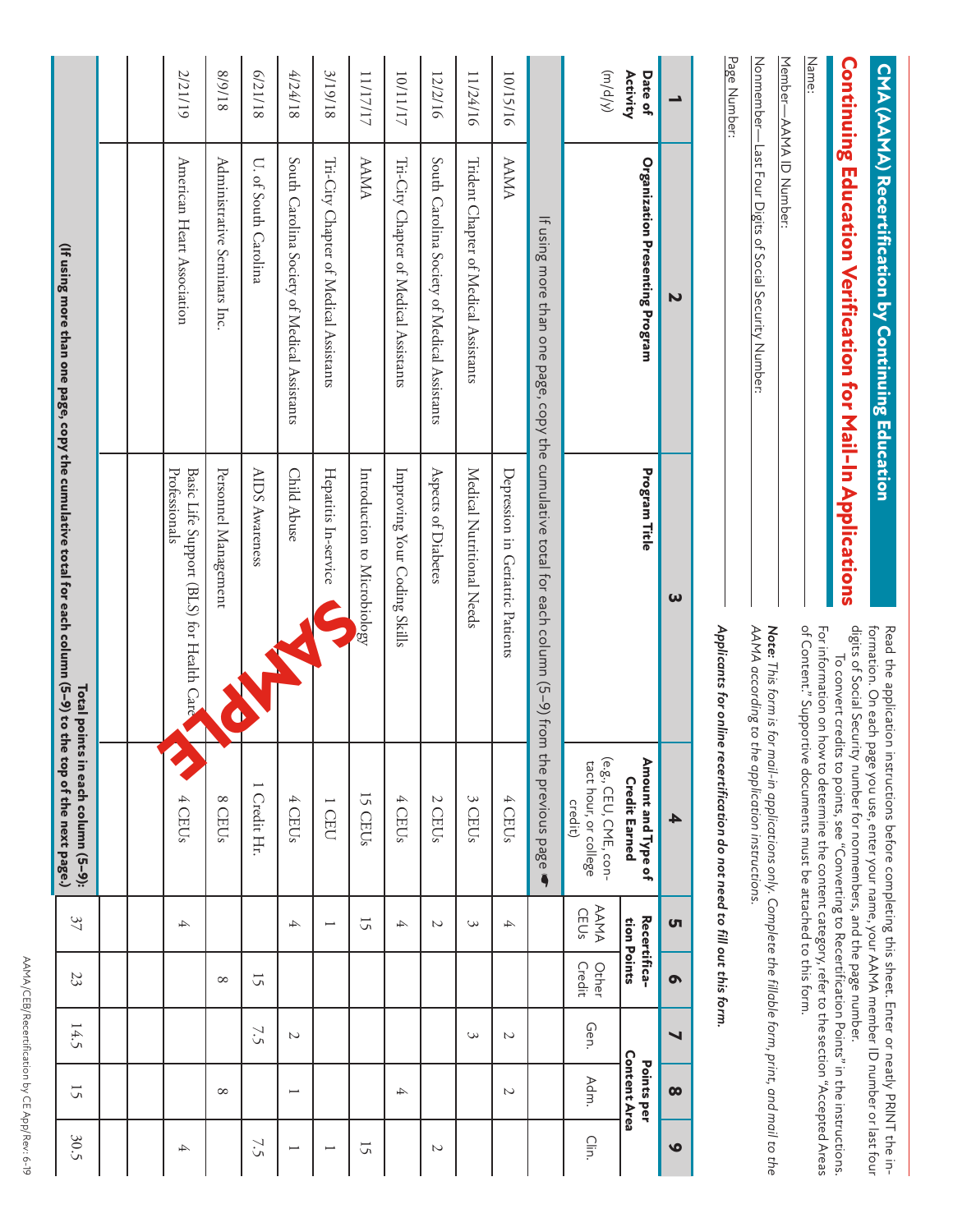# CMA (AAMA) Recertification by Continuing Education

## Continuing Education Verification for Mail-In Applications

Name:

Member—AAMA ID Number:

Nonmember—Last Four Digits of Social Security Number:

Page Number:

Read the application instructions before completing this sheet. Enter or neatly PRINT the information. On each page you use, enter your name, your AAMA member ID number or last four digits of Social Security number for nonmembers, and the page number.

To convert credits to points, see "Converting to Recertification Points" in the instructions. For information on how to determine the content category, refer to the section "Accepted Areas of Content." Supportive documents must be attached to this form.

***Note:*** *This form is for mail-in applications only. Complete the fillable form, print, and mail to the AAMA according to the application instructions.*

***Applicants for online recertification do not need to fill out this form.***

SAMPLE

| 1 | 2 | 3 | 4 | 5 | 6 | 7 | 8 | 9 |
|---|---|---|---|---|---|---|---|---|
| **Date of Activity** (m/d/y) | **Organization Presenting Program** | **Program Title** | **Amount and Type of Credit Earned** (e.g., CEU, CME, contact hour, or college credit) | **Recertification Points** | | **Points per Content Area** | | |
| | | | | AAMA CEUs | Other Credit | Gen. | Adm. | Clin. |
| If using more than one page, copy the cumulative total for each column (5–9) from the previous page | | | | | | | | |
| 10/15/16 | AAMA | Depression in Geriatric Patients | 4 CEUs | 4 | | 2 | 2 | |
| 11/24/16 | Trident Chapter of Medical Assistants | Medical Nutritional Needs | 3 CEUs | 3 | | 3 | | |
| 12/2/16 | South Carolina Society of Medical Assistants | Aspects of Diabetes | 2 CEUs | 2 | | | | 2 |
| 10/11/17 | Tri-City Chapter of Medical Assistants | Improving Your Coding Skills | 4 CEUs | 4 | | | 4 | |
| 11/17/17 | AAMA | Introduction to Microbiology | 15 CEUs | 15 | | | | 15 |
| 3/19/18 | Tri-City Chapter of Medical Assistants | Hepatitis In-service | 1 CEU | 1 | | | | 1 |
| 4/24/18 | South Carolina Society of Medical Assistants | Child Abuse | 4 CEUs | 4 | | 2 | 1 | 1 |
| 6/21/18 | U. of South Carolina | AIDS Awareness | 1 Credit Hr. | | 15 | 7.5 | | 7.5 |
| 8/9/18 | Administrative Seminars Inc. | Personnel Management | 8 CEUs | | 8 | | 8 | |
| 2/21/19 | American Heart Association | Basic Life Support (BLS) for Health Care Professionals | 4 CEUs | 4 | | | | 4 |
| | | | | | | | | |
| **(If using more than one page, copy the cumulative total for each column (5–9) to the top of the next page.)** | | | **Total points in each column (5–9):** | 37 | 23 | 14.5 | 15 | 30.5 |

AAMA/CEB/Recertification by CE App/Rev. 6-19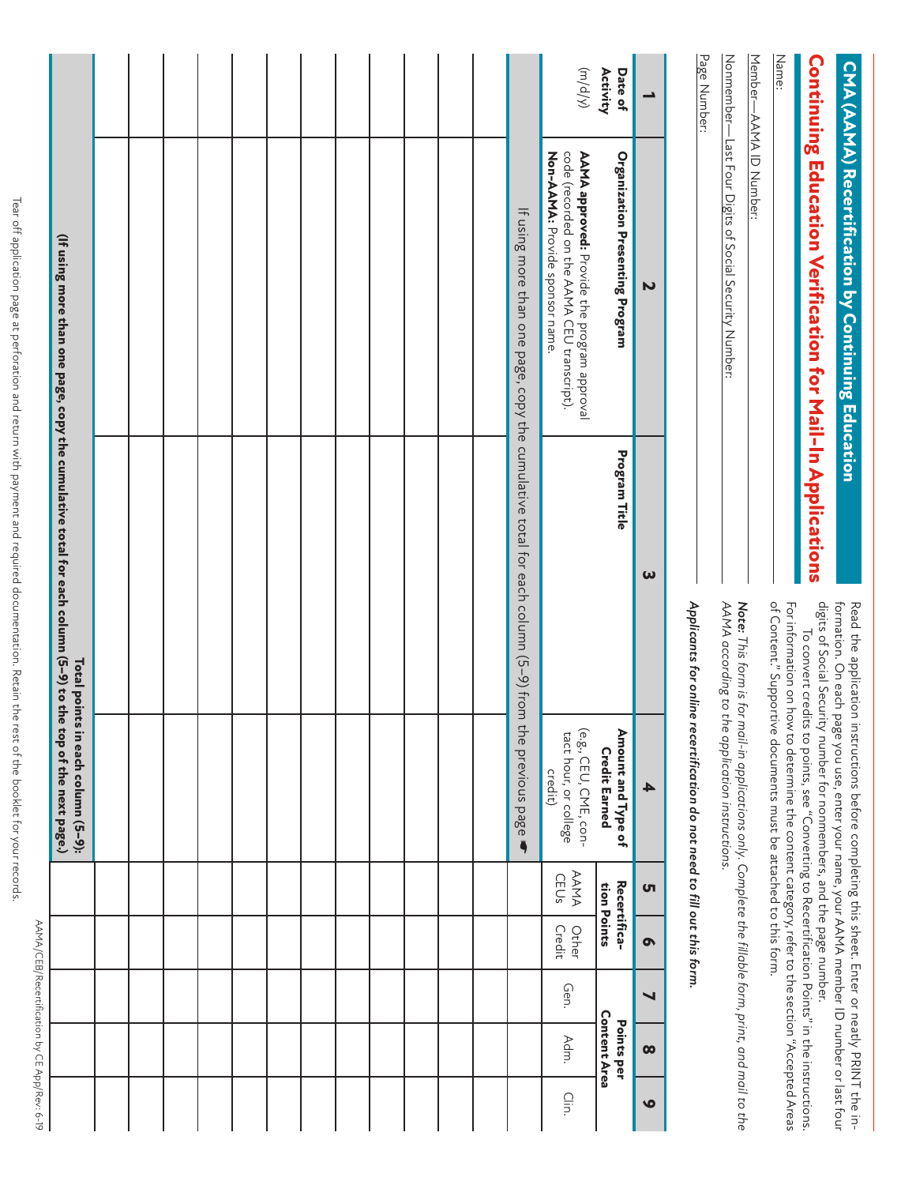# CMA (AAMA) Recertification by Continuing Education

## Continuing Education Verification for Mail-In Applications

Name:

Member—AAMA ID Number:

Nonmember—Last Four Digits of Social Security Number:

Page Number:

Read the application instructions before completing this sheet. Enter or neatly PRINT the information. On each page you use, enter your name, your AAMA member ID number or last four digits of Social Security number for nonmembers, and the page number.

To convert credits to points, see "Converting to Recertification Points" in the instructions. For information on how to determine the content category, refer to the section "Accepted Areas of Content." Supportive documents must be attached to this form.

***Note:*** *This form is for mail-in applications only. Complete the fillable form, print, and mail to the AAMA according to the application instructions.*

***Applicants for online recertification do not need to fill out this form.***

| 1 | 2 | 3 | 4 | 5 | 6 | 7 | 8 | 9 |
|---|---|---|---|---|---|---|---|---|
| **Date of Activity** (m/d/y) | **Organization Presenting Program** **AAMA approved:** Provide the program approval code (recorded on the AAMA CEU transcript). **Non-AAMA:** Provide sponsor name. | **Program Title** | **Amount and Type of Credit Earned** (e.g., CEU, CME, contact hour, or college credit) | **Recertification Points** | | **Points per Content Area** | | |
| | | | | AAMA CEUs | Other Credit | Gen. | Adm. | Clin. |
| If using more than one page, copy the cumulative total for each column (5–9) from the previous page ☛ | | | | | | | | |
| | | | | | | | | |
| | | | | | | | | |
| | | | | | | | | |
| | | | | | | | | |
| | | | | | | | | |
| | | | | | | | | |
| | | | | | | | | |
| | | | | | | | | |
| | | | | | | | | |
| | | | | | | | | |
| | | | | | | | | |
| | | | **Total points in each column (5–9):** **(If using more than one page, copy the cumulative total for each column (5–9) to the top of the next page.)** | | | | | |

Tear off application page at perforation and return with payment and required documentation. Retain the rest of the booklet for your records.

AAMA/CEB/Recertification by CE App/Rev: 6-19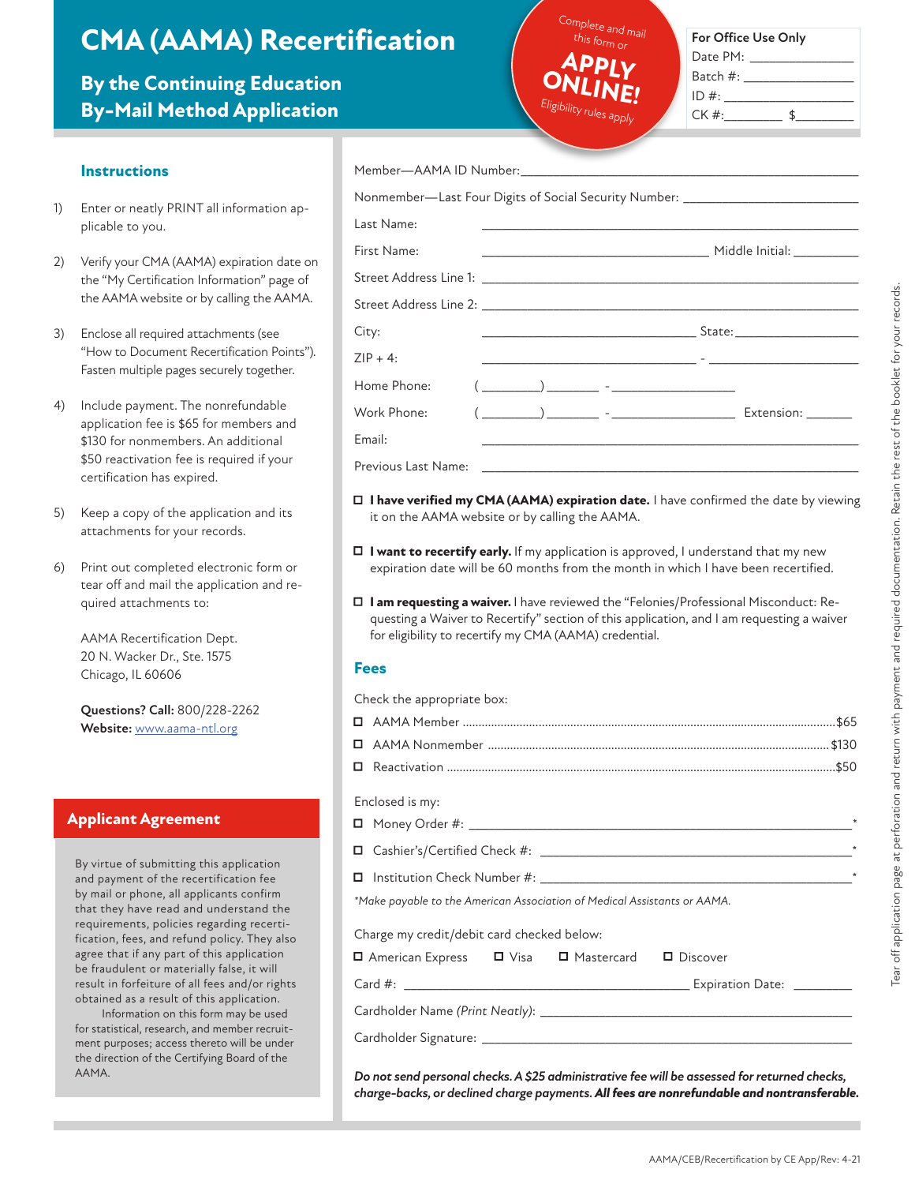# CMA (AAMA) Recertification

## By the Continuing Education By-Mail Method Application

Complete and mail this form or **APPLY ONLINE!** Eligibility rules apply

**For Office Use Only**
Date PM: ______________
Batch #: ______________
ID #: ______________
CK #: ________ $________

### Instructions

1) Enter or neatly PRINT all information applicable to you.

2) Verify your CMA (AAMA) expiration date on the "My Certification Information" page of the AAMA website or by calling the AAMA.

3) Enclose all required attachments (see "How to Document Recertification Points"). Fasten multiple pages securely together.

4) Include payment. The nonrefundable application fee is $65 for members and $130 for nonmembers. An additional $50 reactivation fee is required if your certification has expired.

5) Keep a copy of the application and its attachments for your records.

6) Print out completed electronic form or tear off and mail the application and required attachments to:

   AAMA Recertification Dept.
   20 N. Wacker Dr., Ste. 1575
   Chicago, IL 60606

   **Questions? Call:** 800/228-2262
   **Website:** www.aama-ntl.org

### Applicant Agreement

By virtue of submitting this application and payment of the recertification fee by mail or phone, all applicants confirm that they have read and understand the requirements, policies regarding recertification, fees, and refund policy. They also agree that if any part of this application be fraudulent or materially false, it will result in forfeiture of all fees and/or rights obtained as a result of this application.

Information on this form may be used for statistical, research, and member recruitment purposes; access thereto will be under the direction of the Certifying Board of the AAMA.

Member—AAMA ID Number: ______________________________

Nonmember—Last Four Digits of Social Security Number: ______________________________

Last Name: ______________________________

First Name: ______________________________ Middle Initial: __________

Street Address Line 1: ______________________________

Street Address Line 2: ______________________________

City: ______________________________ State: ______________

ZIP + 4: ______________________ - ______________

Home Phone: (________) ________ - ______________

Work Phone: (________) ________ - ______________ Extension: _______

Email: ______________________________

Previous Last Name: ______________________________

☐ **I have verified my CMA (AAMA) expiration date.** I have confirmed the date by viewing it on the AAMA website or by calling the AAMA.

☐ **I want to recertify early.** If my application is approved, I understand that my new expiration date will be 60 months from the month in which I have been recertified.

☐ **I am requesting a waiver.** I have reviewed the "Felonies/Professional Misconduct: Requesting a Waiver to Recertify" section of this application, and I am requesting a waiver for eligibility to recertify my CMA (AAMA) credential.

### Fees

Check the appropriate box:

☐ AAMA Member ........................................ $65
☐ AAMA Nonmember ........................................ $130
☐ Reactivation ........................................ $50

Enclosed is my:

☐ Money Order #: ______________________________*
☐ Cashier's/Certified Check #: ______________________________*
☐ Institution Check Number #: ______________________________*

*Make payable to the American Association of Medical Assistants or AAMA.*

Charge my credit/debit card checked below:

☐ American Express ☐ Visa ☐ Mastercard ☐ Discover

Card #: ______________________________ Expiration Date: ________

Cardholder Name *(Print Neatly)*: ______________________________

Cardholder Signature: ______________________________

***Do not send personal checks. A $25 administrative fee will be assessed for returned checks, charge-backs, or declined charge payments. All fees are nonrefundable and nontransferable.***

Tear off application page at perforation and return with payment and required documentation. Retain the rest of the booklet for your records.

AAMA/CEB/Recertification by CE App/Rev: 4-21